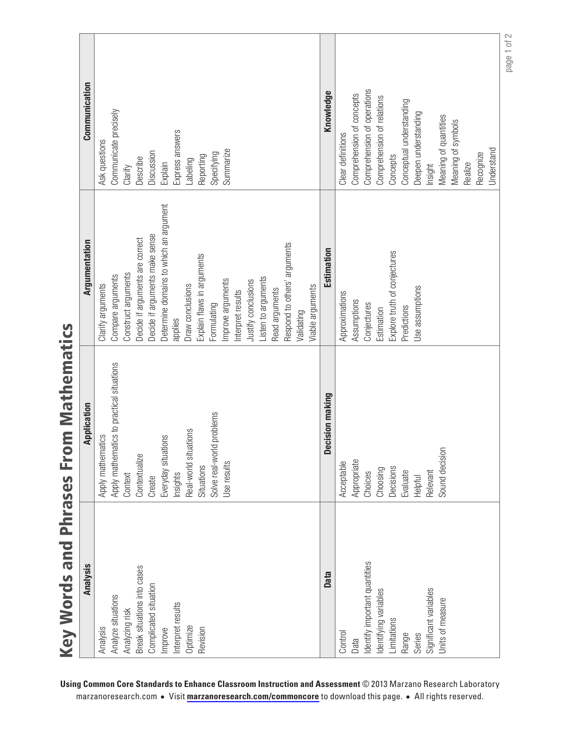# Key Words and Phrases From Mathematics

| Analysis | Application | Argumentation | Communication |
|---|---|---|---|
| Analysis<br>Analyze situations<br>Analyzing risk<br>Break situations into cases<br>Complicated situation<br>Improve<br>Interpret results<br>Optimize<br>Revision | Apply mathematics<br>Apply mathematics to practical situations<br>Context<br>Contextualize<br>Create<br>Everyday situations<br>Insights<br>Real-world situations<br>Situations<br>Solve real-world problems<br>Use results | Clarify arguments<br>Compare arguments<br>Construct arguments<br>Decide if arguments are correct<br>Decide if arguments make sense<br>Determine domains to which an argument applies<br>Draw conclusions<br>Explain flaws in arguments<br>Formulating<br>Improve arguments<br>Interpret results<br>Justify conclusions<br>Listen to arguments<br>Read arguments<br>Respond to others' arguments<br>Validating<br>Viable arguments | Ask questions<br>Communicate precisely<br>Clarify<br>Describe<br>Discussion<br>Explain<br>Express answers<br>Labeling<br>Reporting<br>Specifying<br>Summarize |
| **Data** | **Decision making** | **Estimation** | **Knowledge** |
| Control<br>Data<br>Identify important quantities<br>Identifying variables<br>Limitations<br>Range<br>Series<br>Significant variables<br>Units of measure | Acceptable<br>Appropriate<br>Choices<br>Choosing<br>Decisions<br>Evaluate<br>Helpful<br>Relevant<br>Sound decision | Approximations<br>Assumptions<br>Conjectures<br>Estimation<br>Explore truth of conjectures<br>Predictions<br>Use assumptions | Clear definitions<br>Comprehension of concepts<br>Comprehension of operations<br>Comprehension of relations<br>Concepts<br>Conceptual understanding<br>Deepen understanding<br>Insight<br>Meaning of quantities<br>Meaning of symbols<br>Realize<br>Recognize<br>Understand |

**Using Common Core Standards to Enhance Classroom Instruction and Assessment** © 2013 Marzano Research Laboratory
marzanoresearch.com • Visit **marzanoresearch.com/commoncore** to download this page. • All rights reserved.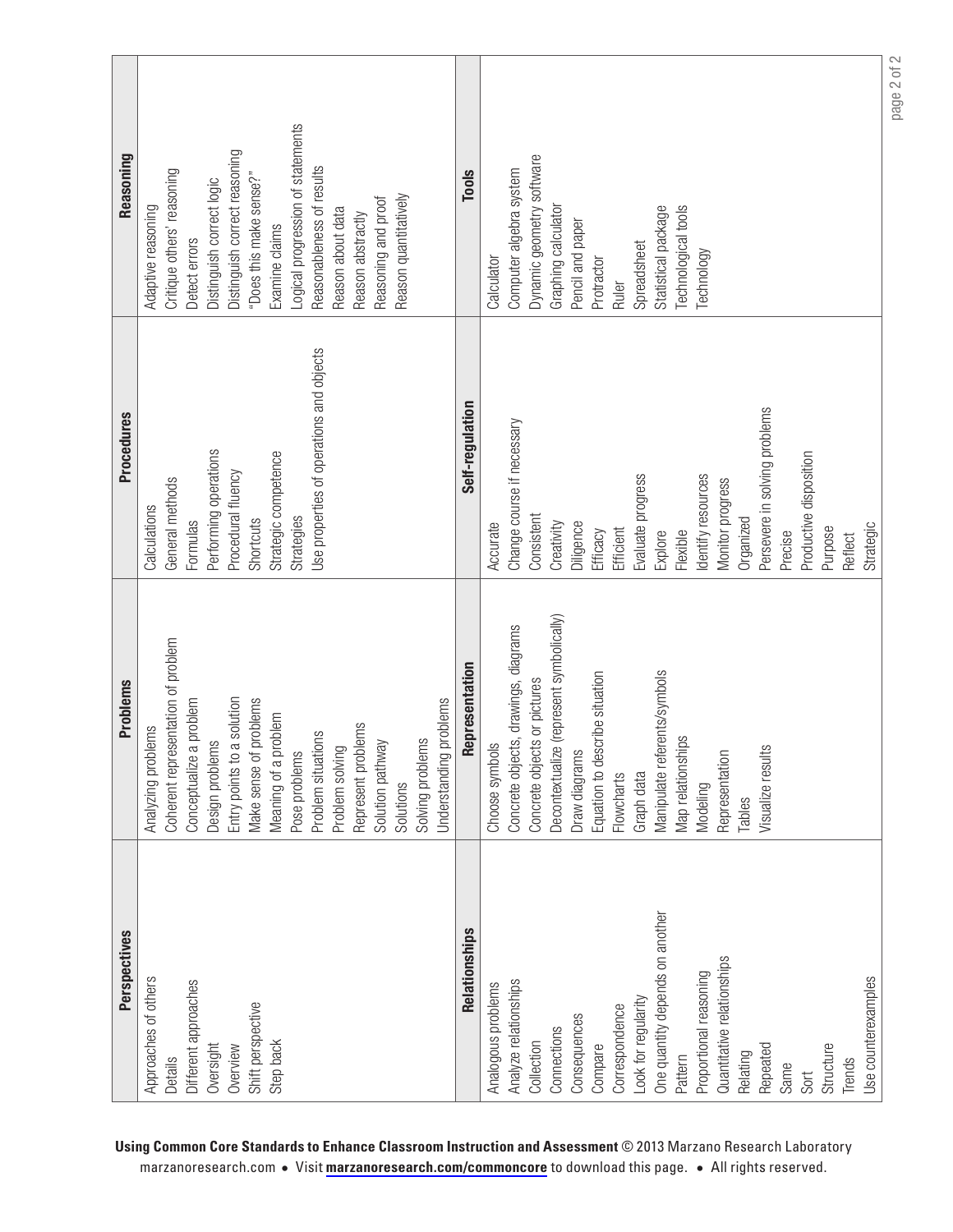| Perspectives | Problems | Procedures | Reasoning |
|---|---|---|---|
| Approaches of others<br>Details<br>Different approaches<br>Oversight<br>Overview<br>Shift perspective<br>Step back | Analyzing problems<br>Coherent representation of problem<br>Conceptualize a problem<br>Design problems<br>Entry points to a solution<br>Make sense of problems<br>Meaning of a problem<br>Pose problems<br>Problem situations<br>Problem solving<br>Represent problems<br>Solution pathway<br>Solutions<br>Solving problems<br>Understanding problems | Calculations<br>General methods<br>Formulas<br>Performing operations<br>Procedural fluency<br>Shortcuts<br>Strategic competence<br>Strategies<br>Use properties of operations and objects | Adaptive reasoning<br>Critique others' reasoning<br>Detect errors<br>Distinguish correct logic<br>Distinguish correct reasoning<br>"Does this make sense?"<br>Examine claims<br>Logical progression of statements<br>Reasonableness of results<br>Reason about data<br>Reason abstractly<br>Reasoning and proof<br>Reason quantitatively |
| **Relationships** | **Representation** | **Self-regulation** | **Tools** |
| Analogous problems<br>Analyze relationships<br>Collection<br>Connections<br>Consequences<br>Compare<br>Correspondence<br>Look for regularity<br>One quantity depends on another<br>Pattern<br>Proportional reasoning<br>Quantitative relationships<br>Relating<br>Repeated<br>Same<br>Sort<br>Structure<br>Trends<br>Use counterexamples | Choose symbols<br>Concrete objects, drawings, diagrams<br>Concrete objects or pictures<br>Decontextualize (represent symbolically)<br>Draw diagrams<br>Equation to describe situation<br>Flowcharts<br>Graph data<br>Manipulate referents/symbols<br>Map relationships<br>Modeling<br>Representation<br>Tables<br>Visualize results | Accurate<br>Change course if necessary<br>Consistent<br>Creativity<br>Diligence<br>Efficacy<br>Efficient<br>Evaluate progress<br>Explore<br>Flexible<br>Identify resources<br>Monitor progress<br>Organized<br>Persevere in solving problems<br>Precise<br>Productive disposition<br>Purpose<br>Reflect<br>Strategic | Calculator<br>Computer algebra system<br>Dynamic geometry software<br>Graphing calculator<br>Pencil and paper<br>Protractor<br>Ruler<br>Spreadsheet<br>Statistical package<br>Technological tools<br>Technology |

**Using Common Core Standards to Enhance Classroom Instruction and Assessment** © 2013 Marzano Research Laboratory
marzanoresearch.com • Visit **marzanoresearch.com/commoncore** to download this page. • All rights reserved.